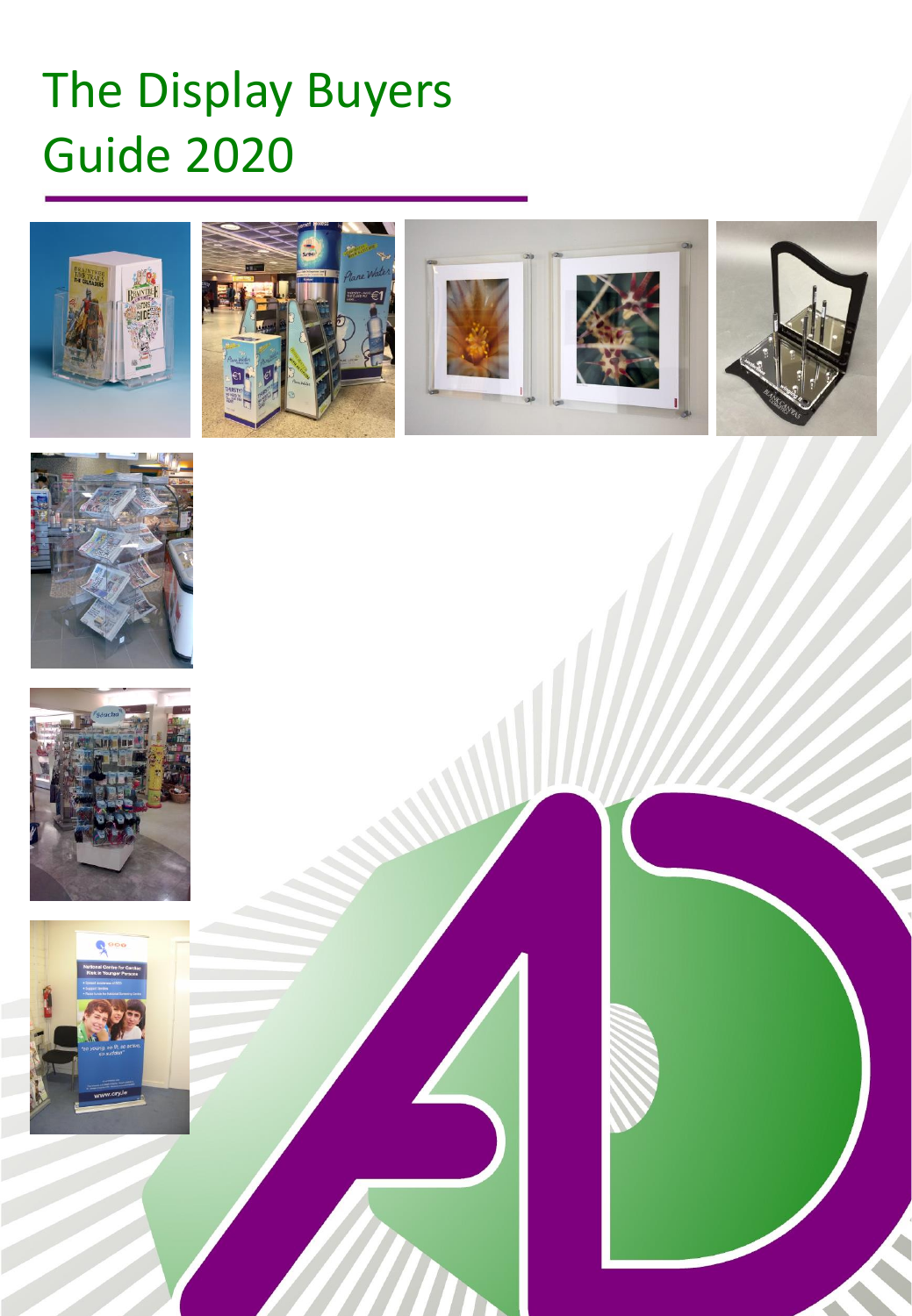# The Display Buyers Guide 2020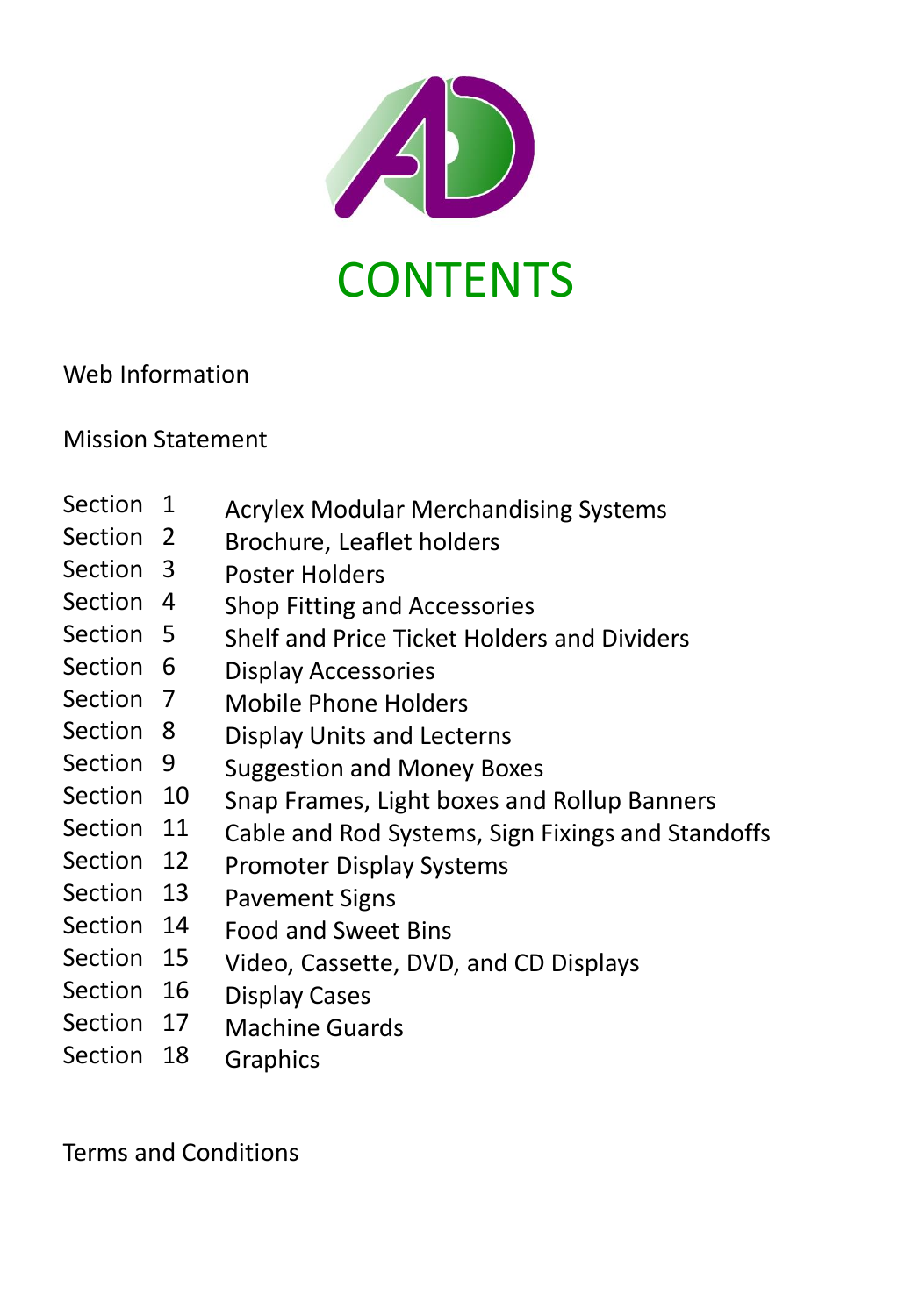# CONTENTS

Web Information

Mission Statement

| | | |
|---|---|---|
| Section | 1 | Acrylex Modular Merchandising Systems |
| Section | 2 | Brochure, Leaflet holders |
| Section | 3 | Poster Holders |
| Section | 4 | Shop Fitting and Accessories |
| Section | 5 | Shelf and Price Ticket Holders and Dividers |
| Section | 6 | Display Accessories |
| Section | 7 | Mobile Phone Holders |
| Section | 8 | Display Units and Lecterns |
| Section | 9 | Suggestion and Money Boxes |
| Section | 10 | Snap Frames, Light boxes and Rollup Banners |
| Section | 11 | Cable and Rod Systems, Sign Fixings and Standoffs |
| Section | 12 | Promoter Display Systems |
| Section | 13 | Pavement Signs |
| Section | 14 | Food and Sweet Bins |
| Section | 15 | Video, Cassette, DVD, and CD Displays |
| Section | 16 | Display Cases |
| Section | 17 | Machine Guards |
| Section | 18 | Graphics |

Terms and Conditions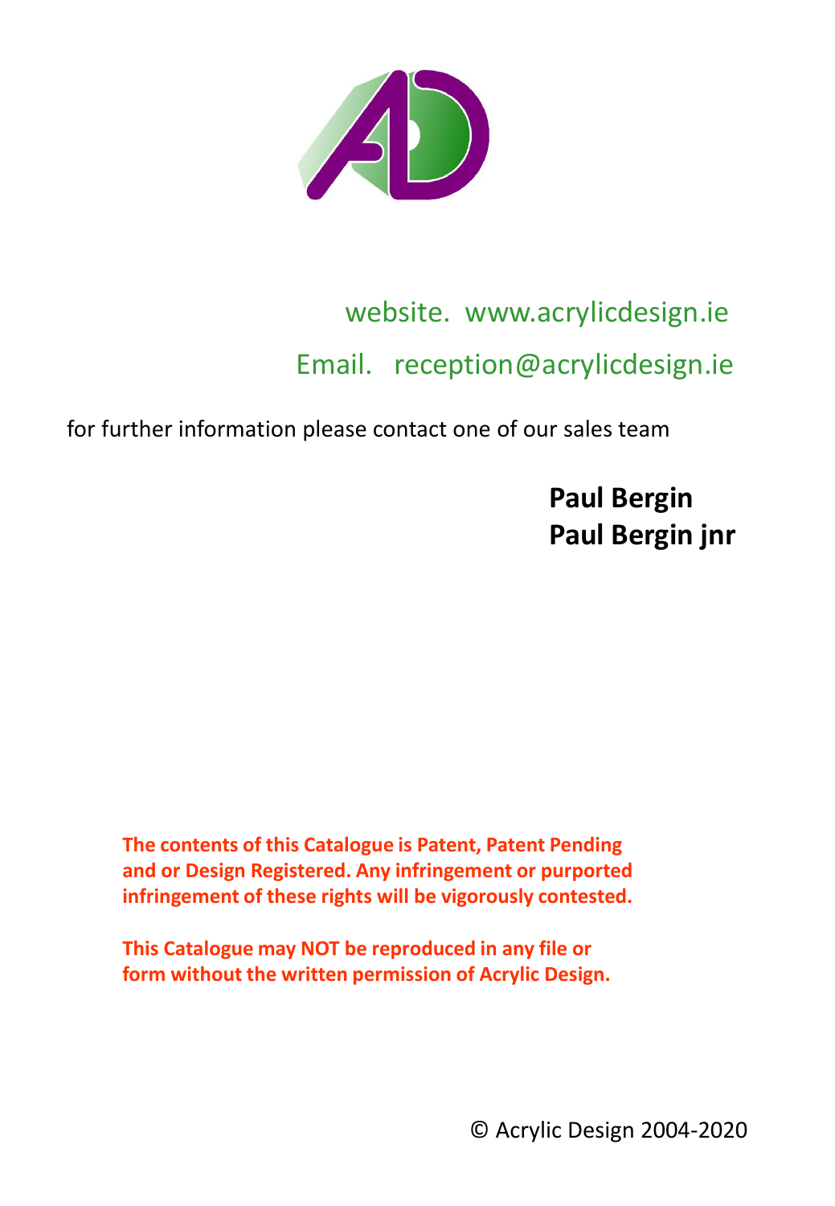website. www.acrylicdesign.ie

Email. reception@acrylicdesign.ie

for further information please contact one of our sales team

**Paul Bergin**
**Paul Bergin jnr**

**The contents of this Catalogue is Patent, Patent Pending and or Design Registered. Any infringement or purported infringement of these rights will be vigorously contested.**

**This Catalogue may NOT be reproduced in any file or form without the written permission of Acrylic Design.**

© Acrylic Design 2004-2020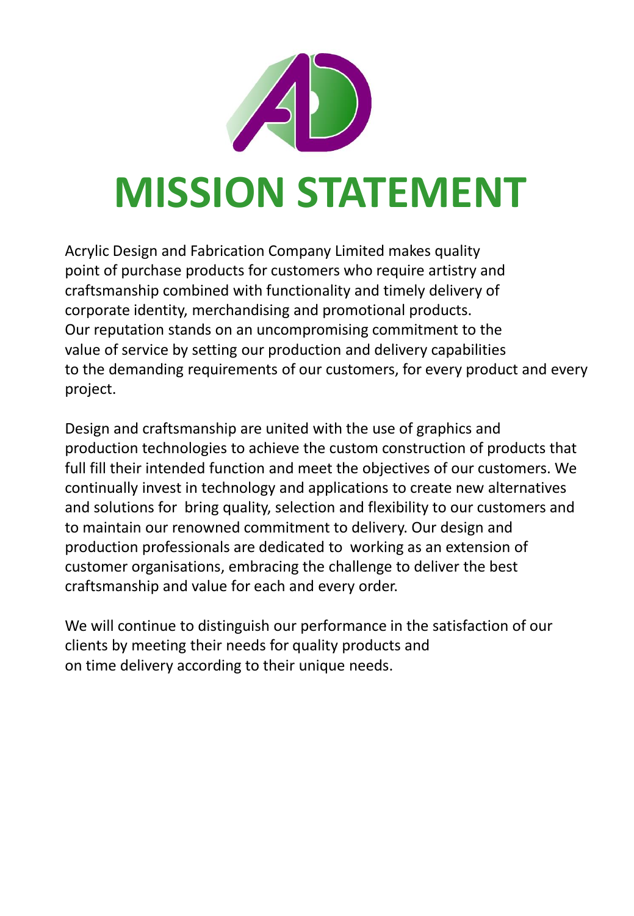# MISSION STATEMENT

Acrylic Design and Fabrication Company Limited makes quality point of purchase products for customers who require artistry and craftsmanship combined with functionality and timely delivery of corporate identity, merchandising and promotional products. Our reputation stands on an uncompromising commitment to the value of service by setting our production and delivery capabilities to the demanding requirements of our customers, for every product and every project.

Design and craftsmanship are united with the use of graphics and production technologies to achieve the custom construction of products that full fill their intended function and meet the objectives of our customers. We continually invest in technology and applications to create new alternatives and solutions for bring quality, selection and flexibility to our customers and to maintain our renowned commitment to delivery. Our design and production professionals are dedicated to working as an extension of customer organisations, embracing the challenge to deliver the best craftsmanship and value for each and every order.

We will continue to distinguish our performance in the satisfaction of our clients by meeting their needs for quality products and on time delivery according to their unique needs.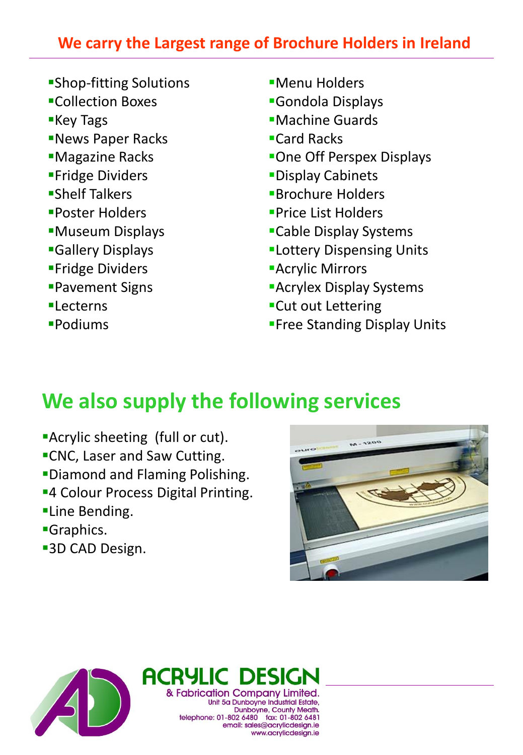## We carry the Largest range of Brochure Holders in Ireland

- Shop-fitting Solutions
- Collection Boxes
- Key Tags
- News Paper Racks
- Magazine Racks
- Fridge Dividers
- Shelf Talkers
- Poster Holders
- Museum Displays
- Gallery Displays
- Fridge Dividers
- Pavement Signs
- Lecterns
- Podiums
- Menu Holders
- Gondola Displays
- Machine Guards
- Card Racks
- One Off Perspex Displays
- Display Cabinets
- Brochure Holders
- Price List Holders
- Cable Display Systems
- Lottery Dispensing Units
- Acrylic Mirrors
- Acrylex Display Systems
- Cut out Lettering
- Free Standing Display Units

## We also supply the following services

- Acrylic sheeting (full or cut).
- CNC, Laser and Saw Cutting.
- Diamond and Flaming Polishing.
- 4 Colour Process Digital Printing.
- Line Bending.
- Graphics.
- 3D CAD Design.

**ACRYLIC DESIGN**
& Fabrication Company Limited.
Unit 5a Dunboyne Industrial Estate,
Dunboyne, County Meath.
telephone: 01-802 6480 fax: 01-802 6481
email: sales@acrylicdesign.ie
www.acrylicdesign.ie